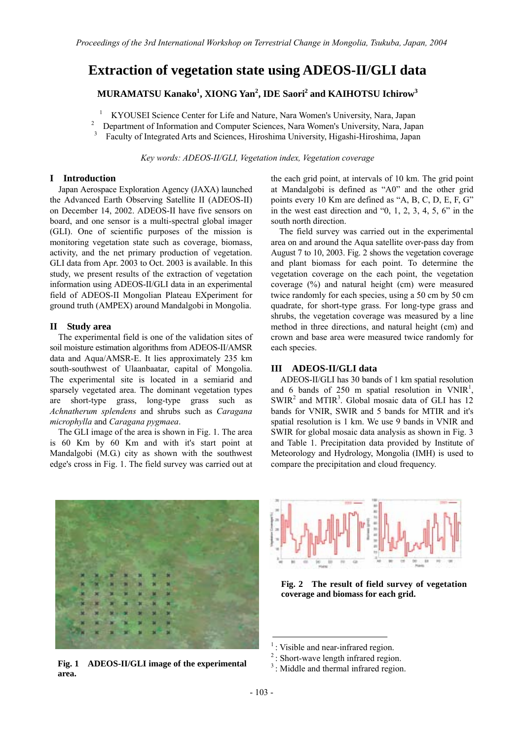# Extraction of vegetation state using ADEOS-II/GLI data

**MURAMATSU Kanako[1], XIONG Yan[2], IDE Saori[2] and KAIHOTSU Ichirow[3]**

[1] KYOUSEI Science Center for Life and Nature, Nara Women's University, Nara, Japan
[2] Department of Information and Computer Sciences, Nara Women's University, Nara, Japan
[3] Faculty of Integrated Arts and Sciences, Hiroshima University, Higashi-Hiroshima, Japan

*Key words: ADEOS-II/GLI, Vegetation index, Vegetation coverage*

## I Introduction

Japan Aerospace Exploration Agency (JAXA) launched the Advanced Earth Observing Satellite II (ADEOS-II) on December 14, 2002. ADEOS-II have five sensors on board, and one sensor is a multi-spectral global imager (GLI). One of scientific purposes of the mission is monitoring vegetation state such as coverage, biomass, activity, and the net primary production of vegetation. GLI data from Apr. 2003 to Oct. 2003 is available. In this study, we present results of the extraction of vegetation information using ADEOS-II/GLI data in an experimental field of ADEOS-II Mongolian Plateau EXperiment for ground truth (AMPEX) around Mandalgobi in Mongolia.

## II Study area

The experimental field is one of the validation sites of soil moisture estimation algorithms from ADEOS-II/AMSR data and Aqua/AMSR-E. It lies approximately 235 km south-southwest of Ulaanbaatar, capital of Mongolia. The experimental site is located in a semiarid and sparsely vegetated area. The dominant vegetation types are short-type grass, long-type grass such as *Achnatherum splendens* and shrubs such as *Caragana microphylla* and *Caragana pygmaea*.

The GLI image of the area is shown in Fig. 1. The area is 60 Km by 60 Km and with it's start point at Mandalgobi (M.G.) city as shown with the southwest edge's cross in Fig. 1. The field survey was carried out at the each grid point, at intervals of 10 km. The grid point at Mandalgobi is defined as "A0" and the other grid points every 10 Km are defined as "A, B, C, D, E, F, G" in the west east direction and "0, 1, 2, 3, 4, 5, 6" in the south north direction.

The field survey was carried out in the experimental area on and around the Aqua satellite over-pass day from August 7 to 10, 2003. Fig. 2 shows the vegetation coverage and plant biomass for each point. To determine the vegetation coverage on the each point, the vegetation coverage (%) and natural height (cm) were measured twice randomly for each species, using a 50 cm by 50 cm quadrate, for short-type grass. For long-type grass and shrubs, the vegetation coverage was measured by a line method in three directions, and natural height (cm) and crown and base area were measured twice randomly for each species.

## III ADEOS-II/GLI data

ADEOS-II/GLI has 30 bands of 1 km spatial resolution and 6 bands of 250 m spatial resolution in VNIR[1], SWIR[2] and MTIR[3]. Global mosaic data of GLI has 12 bands for VNIR, SWIR and 5 bands for MTIR and it's spatial resolution is 1 km. We use 9 bands in VNIR and SWIR for global mosaic data analysis as shown in Fig. 3 and Table 1. Precipitation data provided by Institute of Meteorology and Hydrology, Mongolia (IMH) is used to compare the precipitation and cloud frequency.

**Fig. 1 ADEOS-II/GLI image of the experimental area.**

**Fig. 2 The result of field survey of vegetation coverage and biomass for each grid.**

[1] : Visible and near-infrared region.
[2] : Short-wave length infrared region.
[3] : Middle and thermal infrared region.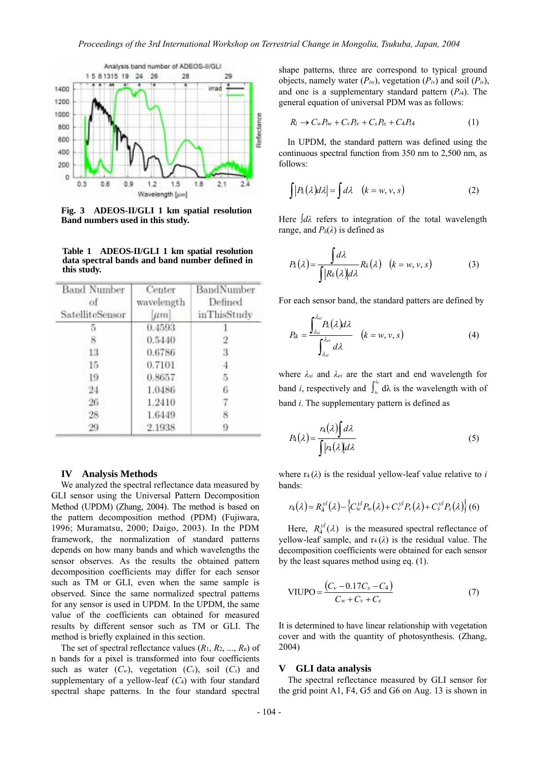Fig. 3 ADEOS-II/GLI 1 km spatial resolution Band numbers used in this study.

**Table 1 ADEOS-II/GLI 1 km spatial resolution data spectral bands and band number defined in this study.**

| Band Number of SatelliteSensor | Center wavelength [μm] | BandNumber Defined inThisStudy |
|---|---|---|
| 5 | 0.4593 | 1 |
| 8 | 0.5440 | 2 |
| 13 | 0.6786 | 3 |
| 15 | 0.7101 | 4 |
| 19 | 0.8657 | 5 |
| 24 | 1.0486 | 6 |
| 26 | 1.2410 | 7 |
| 28 | 1.6449 | 8 |
| 29 | 2.1938 | 9 |

## IV Analysis Methods

We analyzed the spectral reflectance data measured by GLI sensor using the Universal Pattern Decomposition Method (UPDM) (Zhang, 2004). The method is based on the pattern decomposition method (PDM) (Fujiwara, 1996; Muramatsu, 2000; Daigo, 2003). In the PDM framework, the normalization of standard patterns depends on how many bands and which wavelengths the sensor observes. As the results the obtained pattern decomposition coefficients may differ for each sensor such as TM or GLI, even when the same sample is observed. Since the same normalized spectral patterns for any sensor is used in UPDM. In the UPDM, the same value of the coefficients can obtained for measured results by different sensor such as TM or GLI. The method is briefly explained in this section.

The set of spectral reflectance values ($R_1$, $R_2$, ..., $R_n$) of n bands for a pixel is transformed into four coefficients such as water ($C_w$), vegetation ($C_v$), soil ($C_s$) and supplementary of a yellow-leaf ($C_4$) with four standard spectral shape patterns. In the four standard spectral shape patterns, three are correspond to typical ground objects, namely water ($P_{iw}$), vegetation ($P_{iv}$) and soil ($P_{is}$), and one is a supplementary standard pattern ($P_{i4}$). The general equation of universal PDM was as follows:

$$R_i \rightarrow C_w P_{iw} + C_v P_{iv} + C_s P_{is} + C_4 P_{i4} \tag{1}$$

In UPDM, the standard pattern was defined using the continuous spectral function from 350 nm to 2,500 nm, as follows:

$$\int |P_k(\lambda) d\lambda| = \int d\lambda \quad (k = w, v, s) \tag{2}$$

Here $\int d\lambda$ refers to integration of the total wavelength range, and $P_k(\lambda)$ is defined as

$$P_k(\lambda) = \frac{\int d\lambda}{\int |R_k(\lambda)| d\lambda} R_k(\lambda) \quad (k = w, v, s) \tag{3}$$

For each sensor band, the standard patters are defined by

$$P_{ik} = \frac{\int_{\lambda_{si}}^{\lambda_{ei}} P_k(\lambda) d\lambda}{\int_{\lambda_{si}}^{\lambda_{ei}} d\lambda} \quad (k = w, v, s) \tag{4}$$

where $\lambda_{si}$ and $\lambda_{ei}$ are the start and end wavelength for band $i$, respectively and $\int_{\lambda_{si}}^{\lambda_{ei}} d\lambda$ is the wavelength with of band $i$. The supplementary pattern is defined as

$$P_4(\lambda) = \frac{r_4(\lambda) \int d\lambda}{\int |r_4(\lambda)| d\lambda} \tag{5}$$

where $r_4(\lambda)$ is the residual yellow-leaf value relative to $i$ bands:

$$r_4(\lambda) = R_4^{yl}(\lambda) - \left\{ C_w^{yl} P_w(\lambda) + C_v^{yl} P_v(\lambda) + C_s^{yl} P_s(\lambda) \right\} \tag{6}$$

Here, $R_4^{yl}(\lambda)$ is the measured spectral reflectance of yellow-leaf sample, and $r_4(\lambda)$ is the residual value. The decomposition coefficients were obtained for each sensor by the least squares method using eq. (1).

$$\text{VIUPO} = \frac{(C_v - 0.17C_s - C_4)}{C_w + C_v + C_s} \tag{7}$$

It is determined to have linear relationship with vegetation cover and with the quantity of photosynthesis. (Zhang, 2004)

## V GLI data analysis

The spectral reflectance measured by GLI sensor for the grid point A1, F4, G5 and G6 on Aug. 13 is shown in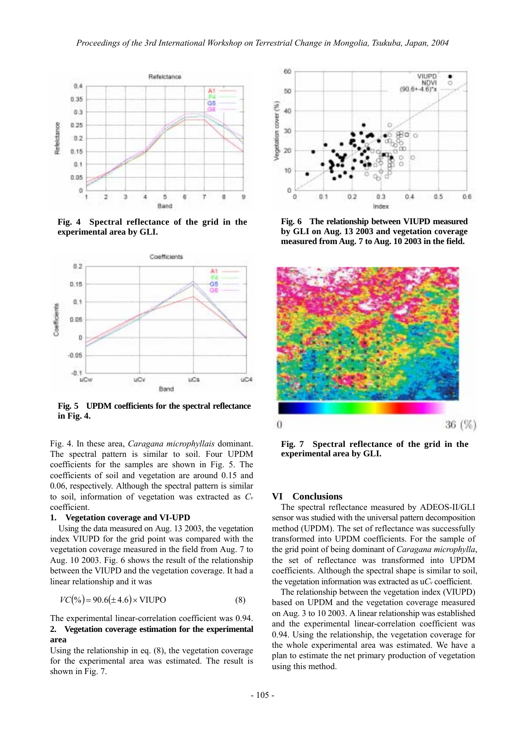Fig. 4 Spectral reflectance of the grid in the experimental area by GLI.

Fig. 5 UPDM coefficients for the spectral reflectance in Fig. 4.

Fig. 4. In these area, *Caragana microphyllais* dominant. The spectral pattern is similar to soil. Four UPDM coefficients for the samples are shown in Fig. 5. The coefficients of soil and vegetation are around 0.15 and 0.06, respectively. Although the spectral pattern is similar to soil, information of vegetation was extracted as $C_v$ coefficient.

### 1. Vegetation coverage and VI-UPD

Using the data measured on Aug. 13 2003, the vegetation index VIUPD for the grid point was compared with the vegetation coverage measured in the field from Aug. 7 to Aug. 10 2003. Fig. 6 shows the result of the relationship between the VIUPD and the vegetation coverage. It had a linear relationship and it was

$$VC(\%) = 90.6(\pm 4.6) \times \text{VIUPO} \qquad (8)$$

The experimental linear-correlation coefficient was 0.94.

### 2. Vegetation coverage estimation for the experimental area

Using the relationship in eq. (8), the vegetation coverage for the experimental area was estimated. The result is shown in Fig. 7.

Fig. 6 The relationship between VIUPD measured by GLI on Aug. 13 2003 and vegetation coverage measured from Aug. 7 to Aug. 10 2003 in the field.

Fig. 7 Spectral reflectance of the grid in the experimental area by GLI.

## VI Conclusions

The spectral reflectance measured by ADEOS-II/GLI sensor was studied with the universal pattern decomposition method (UPDM). The set of reflectance was successfully transformed into UPDM coefficients. For the sample of the grid point of being dominant of *Caragana microphylla*, the set of reflectance was transformed into UPDM coefficients. Although the spectral shape is similar to soil, the vegetation information was extracted as $uC_v$ coefficient.

The relationship between the vegetation index (VIUPD) based on UPDM and the vegetation coverage measured on Aug. 3 to 10 2003. A linear relationship was established and the experimental linear-correlation coefficient was 0.94. Using the relationship, the vegetation coverage for the whole experimental area was estimated. We have a plan to estimate the net primary production of vegetation using this method.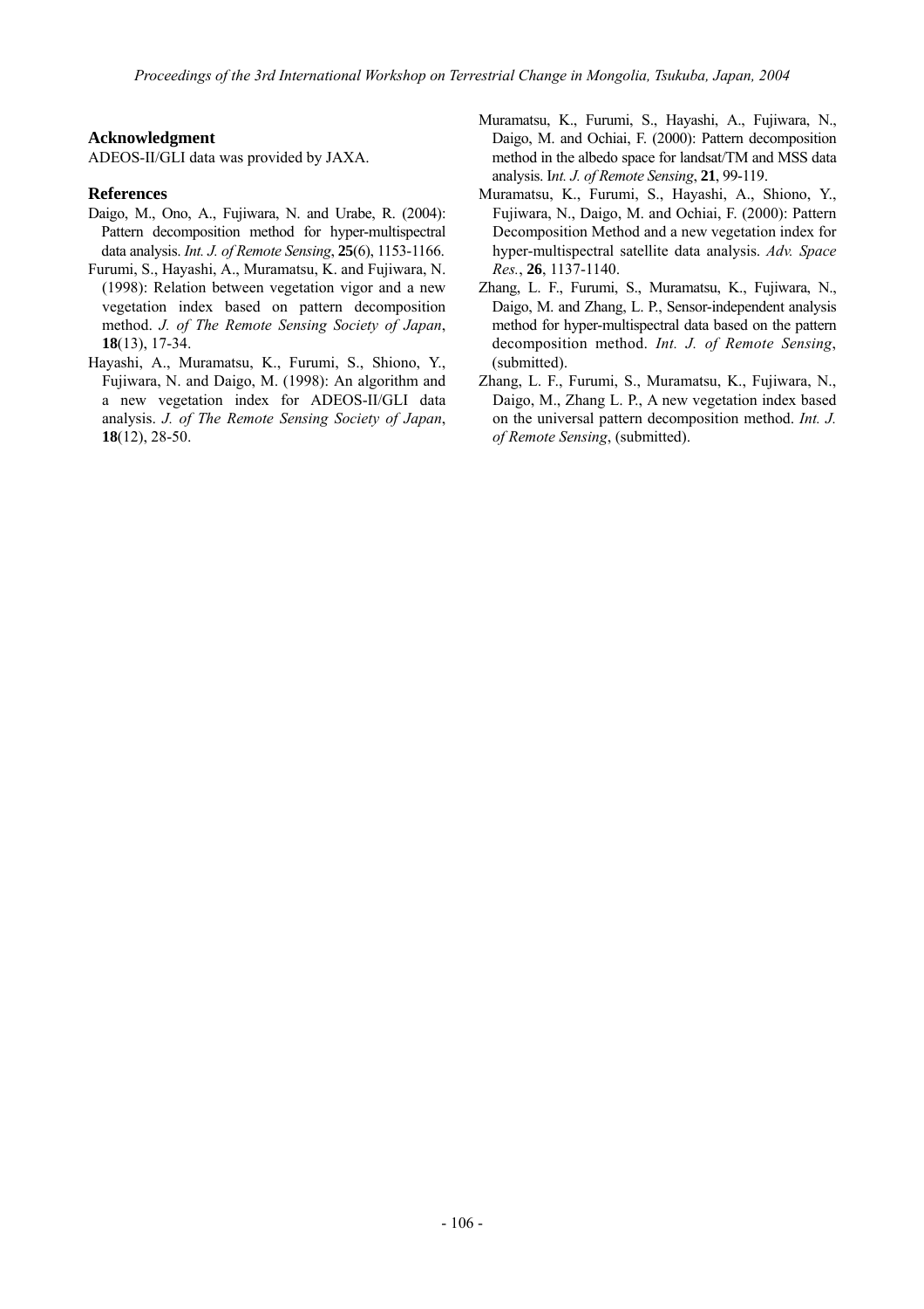## Acknowledgment

ADEOS-II/GLI data was provided by JAXA.

## References

Daigo, M., Ono, A., Fujiwara, N. and Urabe, R. (2004): Pattern decomposition method for hyper-multispectral data analysis. *Int. J. of Remote Sensing*, **25**(6), 1153-1166.

Furumi, S., Hayashi, A., Muramatsu, K. and Fujiwara, N. (1998): Relation between vegetation vigor and a new vegetation index based on pattern decomposition method. *J. of The Remote Sensing Society of Japan*, **18**(13), 17-34.

Hayashi, A., Muramatsu, K., Furumi, S., Shiono, Y., Fujiwara, N. and Daigo, M. (1998): An algorithm and a new vegetation index for ADEOS-II/GLI data analysis. *J. of The Remote Sensing Society of Japan*, **18**(12), 28-50.

Muramatsu, K., Furumi, S., Hayashi, A., Fujiwara, N., Daigo, M. and Ochiai, F. (2000): Pattern decomposition method in the albedo space for landsat/TM and MSS data analysis. I*nt. J. of Remote Sensing*, **21**, 99-119.

Muramatsu, K., Furumi, S., Hayashi, A., Shiono, Y., Fujiwara, N., Daigo, M. and Ochiai, F. (2000): Pattern Decomposition Method and a new vegetation index for hyper-multispectral satellite data analysis. *Adv. Space Res.*, **26**, 1137-1140.

Zhang, L. F., Furumi, S., Muramatsu, K., Fujiwara, N., Daigo, M. and Zhang, L. P., Sensor-independent analysis method for hyper-multispectral data based on the pattern decomposition method. *Int. J. of Remote Sensing*, (submitted).

Zhang, L. F., Furumi, S., Muramatsu, K., Fujiwara, N., Daigo, M., Zhang L. P., A new vegetation index based on the universal pattern decomposition method. *Int. J. of Remote Sensing*, (submitted).